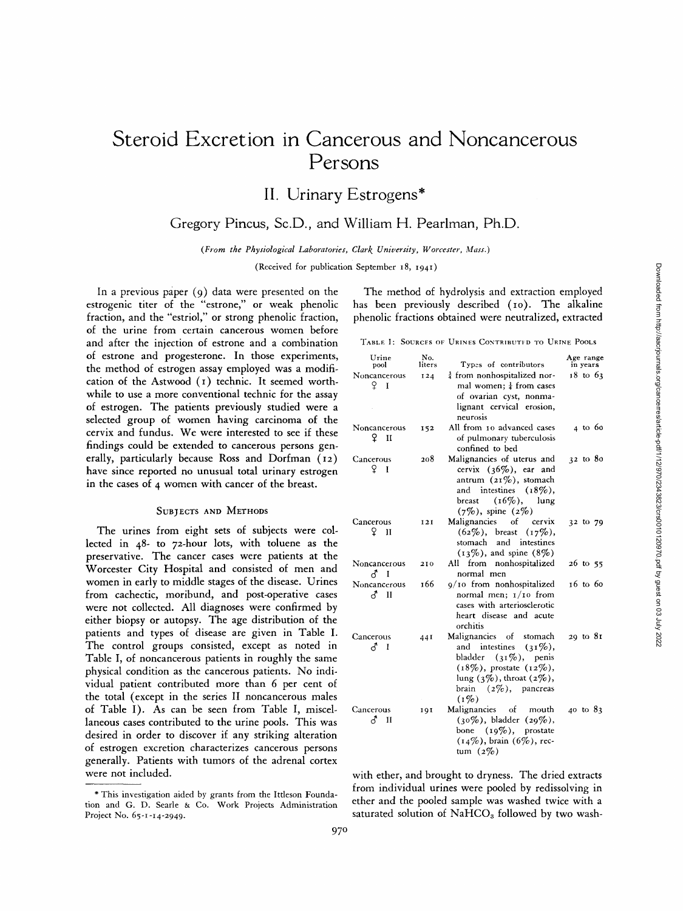# Steroid Excretion in Cancerous and Noncancerous Persons

## II. Urinary Estrogens*

Gregory Pincus, Sc.D., and William H. Pearlman, Ph.D.

*(From the Physiological Laboratories, Clark University, Worcester, Mass.)*

(Received for publication September 18, 1941)

In a previous paper (9) data were presented on the estrogenic titer of the "estrone," or weak phenolic fraction, and the "estriol," or strong phenolic fraction, of the urine from certain cancerous women before and after the injection of estrone and a combination of estrone and progesterone. In those experiments, the method of estrogen assay employed was a modification of the Astwood (1) technic. It seemed worthwhile to use a more conventional technic for the assay of estrogen. The patients previously studied were a selected group of women having carcinoma of the cervix and fundus. We were interested to see if these findings could be extended to cancerous persons generally, particularly because Ross and Dorfman (12) have since reported no unusual total urinary estrogen in the cases of 4 women with cancer of the breast.

### Subjects and Methods

The urines from eight sets of subjects were collected in 48- to 72-hour lots, with toluene as the preservative. The cancer cases were patients at the Worcester City Hospital and consisted of men and women in early to middle stages of the disease. Urines from cachectic, moribund, and post-operative cases were not collected. All diagnoses were confirmed by either biopsy or autopsy. The age distribution of the patients and types of disease are given in Table I. The control groups consisted, except as noted in Table I, of noncancerous patients in roughly the same physical condition as the cancerous patients. No individual patient contributed more than 6 per cent of the total (except in the series II noncancerous males of Table I). As can be seen from Table I, miscellaneous cases contributed to the urine pools. This was desired in order to discover if any striking alteration of estrogen excretion characterizes cancerous persons generally. Patients with tumors of the adrenal cortex were not included.

The method of hydrolysis and extraction employed has been previously described (10). The alkaline phenolic fractions obtained were neutralized, extracted with ether, and brought to dryness. The dried extracts from individual urines were pooled by redissolving in ether and the pooled sample was washed twice with a saturated solution of $NaHCO_3$ followed by two wash-

Table I: Sources of Urines Contributed to Urine Pools

| Urine pool | No. liters | Types of contributors | Age range in years |
|---|---|---|---|
| Noncancerous ♀ I | 124 | ¾ from nonhospitalized normal women; ¼ from cases of ovarian cyst, nonmalignant cervical erosion, neurosis | 18 to 63 |
| Noncancerous ♀ II | 152 | All from 10 advanced cases of pulmonary tuberculosis confined to bed | 4 to 60 |
| Cancerous ♀ I | 208 | Malignancies of uterus and cervix (36%), ear and antrum (21%), stomach and intestines (18%), breast (16%), lung (7%), spine (2%) | 32 to 80 |
| Cancerous ♀ II | 121 | Malignancies of cervix (62%), breast (17%), stomach and intestines (13%), and spine (8%) | 32 to 79 |
| Noncancerous ♂ I | 210 | All from nonhospitalized normal men | 26 to 55 |
| Noncancerous ♂ II | 166 | 9/10 from nonhospitalized normal men; 1/10 from cases with arteriosclerotic heart disease and acute orchitis | 16 to 60 |
| Cancerous ♂ I | 441 | Malignancies of stomach and intestines (31%), bladder (31%), penis (18%), prostate (12%), lung (3%), throat (2%), brain (2%), pancreas (1%) | 29 to 81 |
| Cancerous ♂ II | 191 | Malignancies of mouth (30%), bladder (29%), bone (19%), prostate (14%), brain (6%), rectum (2%) | 40 to 83 |

\* This investigation aided by grants from the Ittleson Foundation and G. D. Searle & Co. Work Projects Administration Project No. 65-1-14-2949.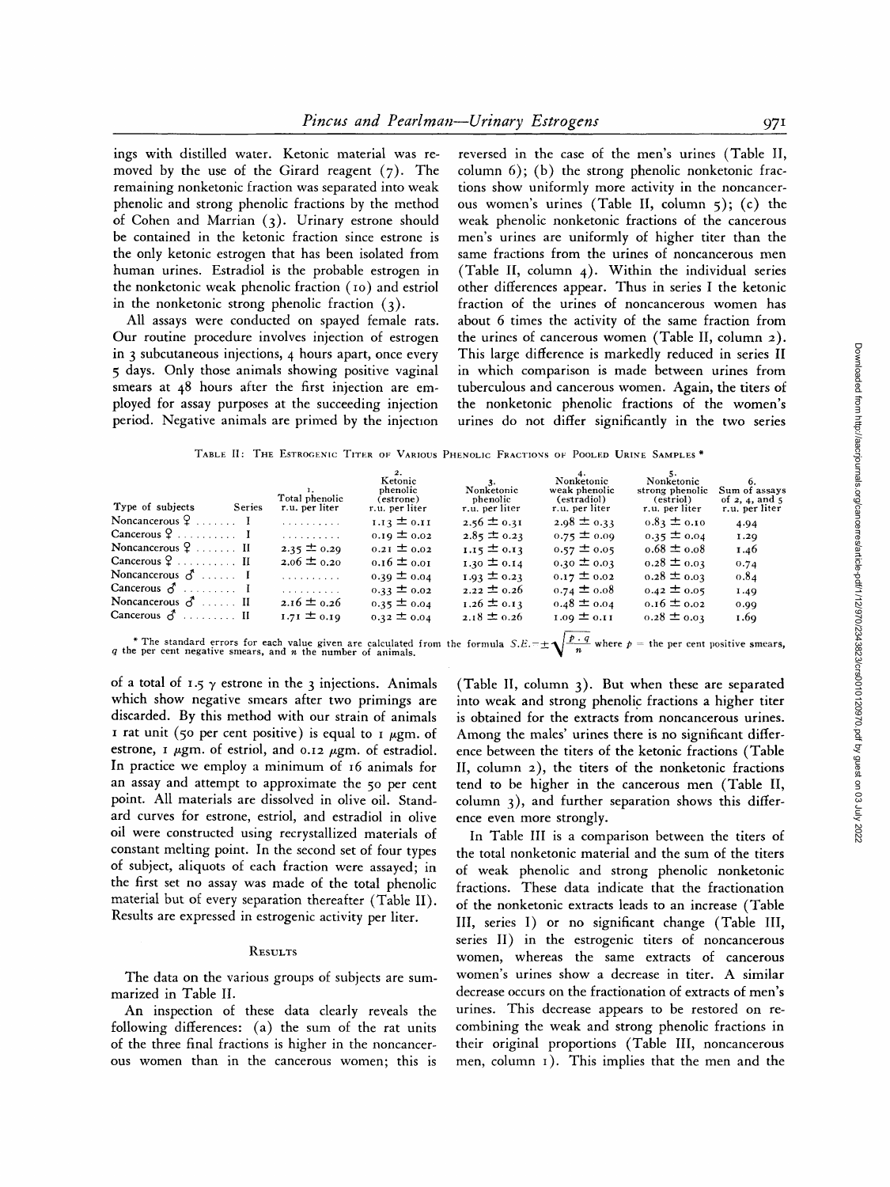ings with distilled water. Ketonic material was removed by the use of the Girard reagent (7). The remaining nonketonic fraction was separated into weak phenolic and strong phenolic fractions by the method of Cohen and Marrian (3). Urinary estrone should be contained in the ketonic fraction since estrone is the only ketonic estrogen that has been isolated from human urines. Estradiol is the probable estrogen in the nonketonic weak phenolic fraction (10) and estriol in the nonketonic strong phenolic fraction (3).

All assays were conducted on spayed female rats. Our routine procedure involves injection of estrogen in 3 subcutaneous injections, 4 hours apart, once every 5 days. Only those animals showing positive vaginal smears at 48 hours after the first injection are employed for assay purposes at the succeeding injection period. Negative animals are primed by the injection of a total of 1.5 γ estrone in the 3 injections. Animals which show negative smears after two primings are discarded. By this method with our strain of animals 1 rat unit (50 per cent positive) is equal to 1 μgm. of estrone, 1 μgm. of estriol, and 0.12 μgm. of estradiol. In practice we employ a minimum of 16 animals for an assay and attempt to approximate the 50 per cent point. All materials are dissolved in olive oil. Standard curves for estrone, estriol, and estradiol in olive oil were constructed using recrystallized materials of constant melting point. In the second set of four types of subject, aliquots of each fraction were assayed; in the first set no assay was made of the total phenolic material but of every separation thereafter (Table II). Results are expressed in estrogenic activity per liter.

## Results

The data on the various groups of subjects are summarized in Table II.

An inspection of these data clearly reveals the following differences: (a) the sum of the rat units of the three final fractions is higher in the noncancerous women than in the cancerous women; this is reversed in the case of the men's urines (Table II, column 6); (b) the strong phenolic nonketonic fractions show uniformly more activity in the noncancerous women's urines (Table II, column 5); (c) the weak phenolic nonketonic fractions of the cancerous men's urines are uniformly of higher titer than the same fractions from the urines of noncancerous men (Table II, column 4). Within the individual series other differences appear. Thus in series I the ketonic fraction of the urines of noncancerous women has about 6 times the activity of the same fraction from the urines of cancerous women (Table II, column 2). This large difference is markedly reduced in series II in which comparison is made between urines from tuberculous and cancerous women. Again, the titers of the nonketonic phenolic fractions of the women's urines do not differ significantly in the two series (Table II, column 3). But when these are separated into weak and strong phenolic fractions a higher titer is obtained for the extracts from noncancerous urines. Among the males' urines there is no significant difference between the titers of the ketonic fractions (Table II, column 2), the titers of the nonketonic fractions tend to be higher in the cancerous men (Table II, column 3), and further separation shows this difference even more strongly.

In Table III is a comparison between the titers of the total nonketonic material and the sum of the titers of weak phenolic and strong phenolic nonketonic fractions. These data indicate that the fractionation of the nonketonic extracts leads to an increase (Table III, series I) or no significant change (Table III, series II) in the estrogenic titers of noncancerous women, whereas the same extracts of cancerous women's urines show a decrease in titer. A similar decrease occurs on the fractionation of extracts of men's urines. This decrease appears to be restored on recombining the weak and strong phenolic fractions in their original proportions (Table III, noncancerous men, column 1). This implies that the men and the

Table II: The Estrogenic Titer of Various Phenolic Fractions of Pooled Urine Samples *

| Type of subjects | Series | 1. Total phenolic r.u. per liter | 2. Ketonic phenolic (estrone) r.u. per liter | 3. Nonketonic phenolic r.u. per liter | 4. Nonketonic weak phenolic (estradiol) r.u. per liter | 5. Nonketonic strong phenolic (estriol) r.u. per liter | 6. Sum of assays of 2, 4, and 5 r.u. per liter |
|---|---|---|---|---|---|---|---|
| Noncancerous ♀ | I | .......... | 1.13 ± 0.11 | 2.56 ± 0.31 | 2.98 ± 0.33 | 0.83 ± 0.10 | 4.94 |
| Cancerous ♀ | I | .......... | 0.19 ± 0.02 | 2.85 ± 0.23 | 0.75 ± 0.09 | 0.35 ± 0.04 | 1.29 |
| Noncancerous ♀ | II | 2.35 ± 0.29 | 0.21 ± 0.02 | 1.15 ± 0.13 | 0.57 ± 0.05 | 0.68 ± 0.08 | 1.46 |
| Cancerous ♀ | II | 2.06 ± 0.20 | 0.16 ± 0.01 | 1.30 ± 0.14 | 0.30 ± 0.03 | 0.28 ± 0.03 | 0.74 |
| Noncancerous ♂ | I | .......... | 0.39 ± 0.04 | 1.93 ± 0.23 | 0.17 ± 0.02 | 0.28 ± 0.03 | 0.84 |
| Cancerous ♂ | I | .......... | 0.33 ± 0.02 | 2.22 ± 0.26 | 0.74 ± 0.08 | 0.42 ± 0.05 | 1.49 |
| Noncancerous ♂ | II | 2.16 ± 0.26 | 0.35 ± 0.04 | 1.26 ± 0.13 | 0.48 ± 0.04 | 0.16 ± 0.02 | 0.99 |
| Cancerous ♂ | II | 1.71 ± 0.19 | 0.32 ± 0.04 | 2.18 ± 0.26 | 1.09 ± 0.11 | 0.28 ± 0.03 | 1.69 |

* The standard errors for each value given are calculated from the formula $S.E. = \pm\sqrt{\frac{p \cdot q}{n}}$ where $p$ = the per cent positive smears, $q$ the per cent negative smears, and $n$ the number of animals.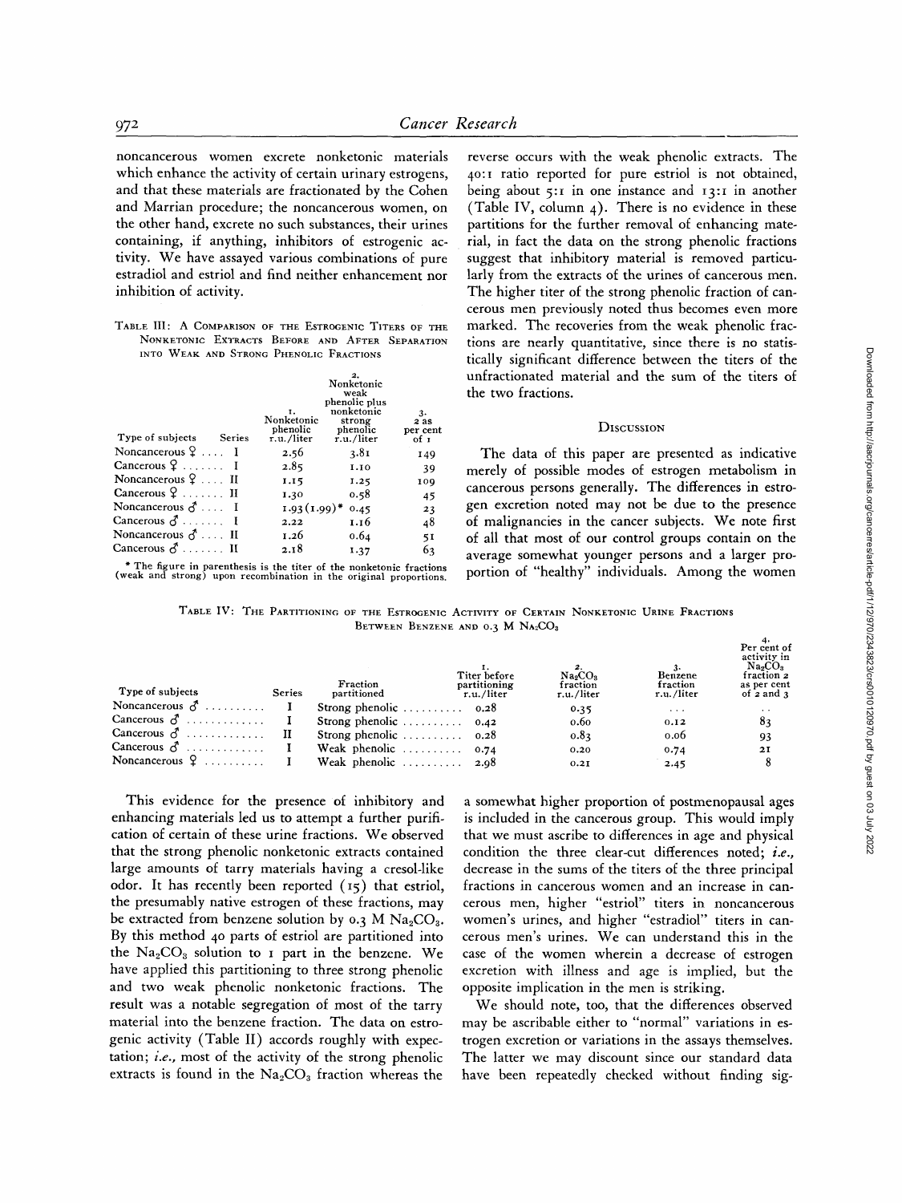noncancerous women excrete nonketonic materials which enhance the activity of certain urinary estrogens, and that these materials are fractionated by the Cohen and Marrian procedure; the noncancerous women, on the other hand, excrete no such substances, their urines containing, if anything, inhibitors of estrogenic activity. We have assayed various combinations of pure estradiol and estriol and find neither enhancement nor inhibition of activity.

TABLE III: A COMPARISON OF THE ESTROGENIC TITERS OF THE NONKETONIC EXTRACTS BEFORE AND AFTER SEPARATION INTO WEAK AND STRONG PHENOLIC FRACTIONS

| Type of subjects | Series | 1. Nonketonic phenolic r.u./liter | 2. Nonketonic weak phenolic plus nonketonic strong phenolic r.u./liter | 3. 2 as per cent of 1 |
|---|---|---|---|---|
| Noncancerous ♀ | I | 2.56 | 3.81 | 149 |
| Cancerous ♀ | I | 2.85 | 1.10 | 39 |
| Noncancerous ♀ | II | 1.15 | 1.25 | 109 |
| Cancerous ♀ | II | 1.30 | 0.58 | 45 |
| Noncancerous ♂ | I | 1.93 (1.99)* | 0.45 | 23 |
| Cancerous ♂ | I | 2.22 | 1.16 | 48 |
| Noncancerous ♂ | II | 1.26 | 0.64 | 51 |
| Cancerous ♂ | II | 2.18 | 1.37 | 63 |

\* The figure in parenthesis is the titer of the nonketonic fractions (weak and strong) upon recombination in the original proportions.

This evidence for the presence of inhibitory and enhancing materials led us to attempt a further purification of certain of these urine fractions. We observed that the strong phenolic nonketonic extracts contained large amounts of tarry materials having a cresol-like odor. It has recently been reported (15) that estriol, the presumably native estrogen of these fractions, may be extracted from benzene solution by 0.3 M $Na_2CO_3$. By this method 40 parts of estriol are partitioned into the $Na_2CO_3$ solution to 1 part in the benzene. We have applied this partitioning to three strong phenolic and two weak phenolic nonketonic fractions. The result was a notable segregation of most of the tarry material into the benzene fraction. The data on estrogenic activity (Table II) accords roughly with expectation; *i.e.,* most of the activity of the strong phenolic extracts is found in the $Na_2CO_3$ fraction whereas the reverse occurs with the weak phenolic extracts. The 40:1 ratio reported for pure estriol is not obtained, being about 5:1 in one instance and 13:1 in another (Table IV, column 4). There is no evidence in these partitions for the further removal of enhancing material, in fact the data on the strong phenolic fractions suggest that inhibitory material is removed particularly from the extracts of the urines of cancerous men. The higher titer of the strong phenolic fraction of cancerous men previously noted thus becomes even more marked. The recoveries from the weak phenolic fractions are nearly quantitative, since there is no statistically significant difference between the titers of the unfractionated material and the sum of the titers of the two fractions.

TABLE IV: THE PARTITIONING OF THE ESTROGENIC ACTIVITY OF CERTAIN NONKETONIC URINE FRACTIONS BETWEEN BENZENE AND 0.3 M $Na_2CO_3$

| Type of subjects | Series | Fraction partitioned | 1. Titer before partitioning r.u./liter | 2. $Na_2CO_3$ fraction r.u./liter | 3. Benzene fraction r.u./liter | 4. Per cent of activity in $Na_2CO_3$ fraction 2 as per cent of 2 and 3 |
|---|---|---|---|---|---|---|
| Noncancerous ♂ | I | Strong phenolic | 0.28 | 0.35 | ... | .. |
| Cancerous ♂ | I | Strong phenolic | 0.42 | 0.60 | 0.12 | 83 |
| Cancerous ♂ | II | Strong phenolic | 0.28 | 0.83 | 0.06 | 93 |
| Cancerous ♂ | I | Weak phenolic | 0.74 | 0.20 | 0.74 | 21 |
| Noncancerous ♀ | I | Weak phenolic | 2.98 | 0.21 | 2.45 | 8 |

## DISCUSSION

The data of this paper are presented as indicative merely of possible modes of estrogen metabolism in cancerous persons generally. The differences in estrogen excretion noted may not be due to the presence of malignancies in the cancer subjects. We note first of all that most of our control groups contain on the average somewhat younger persons and a larger proportion of "healthy" individuals. Among the women a somewhat higher proportion of postmenopausal ages is included in the cancerous group. This would imply that we must ascribe to differences in age and physical condition the three clear-cut differences noted; *i.e.,* decrease in the sums of the titers of the three principal fractions in cancerous women and an increase in cancerous men, higher "estriol" titers in noncancerous women's urines, and higher "estradiol" titers in cancerous men's urines. We can understand this in the case of the women wherein a decrease of estrogen excretion with illness and age is implied, but the opposite implication in the men is striking.

We should note, too, that the differences observed may be ascribable either to "normal" variations in estrogen excretion or variations in the assays themselves. The latter we may discount since our standard data have been repeatedly checked without finding sig-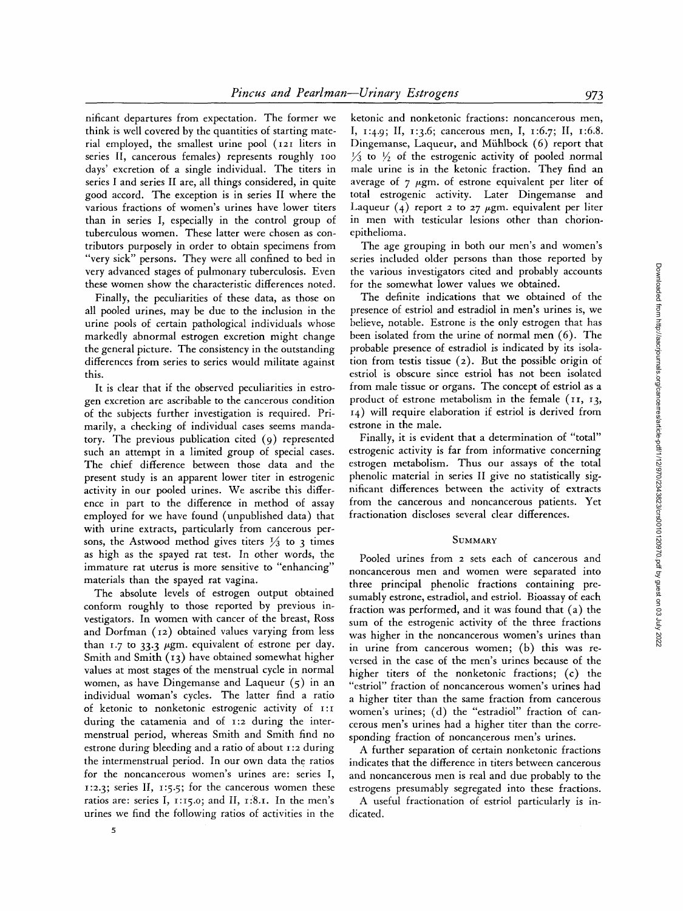nificant departures from expectation. The former we think is well covered by the quantities of starting material employed, the smallest urine pool (121 liters in series II, cancerous females) represents roughly 100 days' excretion of a single individual. The titers in series I and series II are, all things considered, in quite good accord. The exception is in series II where the various fractions of women's urines have lower titers than in series I, especially in the control group of tuberculous women. These latter were chosen as contributors purposely in order to obtain specimens from "very sick" persons. They were all confined to bed in very advanced stages of pulmonary tuberculosis. Even these women show the characteristic differences noted.

Finally, the peculiarities of these data, as those on all pooled urines, may be due to the inclusion in the urine pools of certain pathological individuals whose markedly abnormal estrogen excretion might change the general picture. The consistency in the outstanding differences from series to series would militate against this.

It is clear that if the observed peculiarities in estrogen excretion are ascribable to the cancerous condition of the subjects further investigation is required. Primarily, a checking of individual cases seems mandatory. The previous publication cited (9) represented such an attempt in a limited group of special cases. The chief difference between those data and the present study is an apparent lower titer in estrogenic activity in our pooled urines. We ascribe this difference in part to the difference in method of assay employed for we have found (unpublished data) that with urine extracts, particularly from cancerous persons, the Astwood method gives titers ⅓ to 3 times as high as the spayed rat test. In other words, the immature rat uterus is more sensitive to "enhancing" materials than the spayed rat vagina.

The absolute levels of estrogen output obtained conform roughly to those reported by previous investigators. In women with cancer of the breast, Ross and Dorfman (12) obtained values varying from less than 1.7 to 33.3 μgm. equivalent of estrone per day. Smith and Smith (13) have obtained somewhat higher values at most stages of the menstrual cycle in normal women, as have Dingemanse and Laqueur (5) in an individual woman's cycles. The latter find a ratio of ketonic to nonketonic estrogenic activity of 1:1 during the catamenia and of 1:2 during the intermenstrual period, whereas Smith and Smith find no estrone during bleeding and a ratio of about 1:2 during the intermenstrual period. In our own data the ratios for the noncancerous women's urines are: series I, 1:2.3; series II, 1:5.5; for the cancerous women these ratios are: series I, 1:15.0; and II, 1:8.1. In the men's urines we find the following ratios of activities in the ketonic and nonketonic fractions: noncancerous men, I, 1:4.9; II, 1:3.6; cancerous men, I, 1:6.7; II, 1:6.8. Dingemanse, Laqueur, and Mühlbock (6) report that ⅓ to ½ of the estrogenic activity of pooled normal male urine is in the ketonic fraction. They find an average of 7 μgm. of estrone equivalent per liter of total estrogenic activity. Later Dingemanse and Laqueur (4) report 2 to 27 μgm. equivalent per liter in men with testicular lesions other than chorionepithelioma.

The age grouping in both our men's and women's series included older persons than those reported by the various investigators cited and probably accounts for the somewhat lower values we obtained.

The definite indications that we obtained of the presence of estriol and estradiol in men's urines is, we believe, notable. Estrone is the only estrogen that has been isolated from the urine of normal men (6). The probable presence of estradiol is indicated by its isolation from testis tissue (2). But the possible origin of estriol is obscure since estriol has not been isolated from male tissue or organs. The concept of estriol as a product of estrone metabolism in the female (11, 13, 14) will require elaboration if estriol is derived from estrone in the male.

Finally, it is evident that a determination of "total" estrogenic activity is far from informative concerning estrogen metabolism. Thus our assays of the total phenolic material in series II give no statistically significant differences between the activity of extracts from the cancerous and noncancerous patients. Yet fractionation discloses several clear differences.

## Summary

Pooled urines from 2 sets each of cancerous and noncancerous men and women were separated into three principal phenolic fractions containing presumably estrone, estradiol, and estriol. Bioassay of each fraction was performed, and it was found that (a) the sum of the estrogenic activity of the three fractions was higher in the noncancerous women's urines than in urine from cancerous women; (b) this was reversed in the case of the men's urines because of the higher titers of the nonketonic fractions; (c) the "estriol" fraction of noncancerous women's urines had a higher titer than the same fraction from cancerous women's urines; (d) the "estradiol" fraction of cancerous men's urines had a higher titer than the corresponding fraction of noncancerous men's urines.

A further separation of certain nonketonic fractions indicates that the difference in titers between cancerous and noncancerous men is real and due probably to the estrogens presumably segregated into these fractions.

A useful fractionation of estriol particularly is indicated.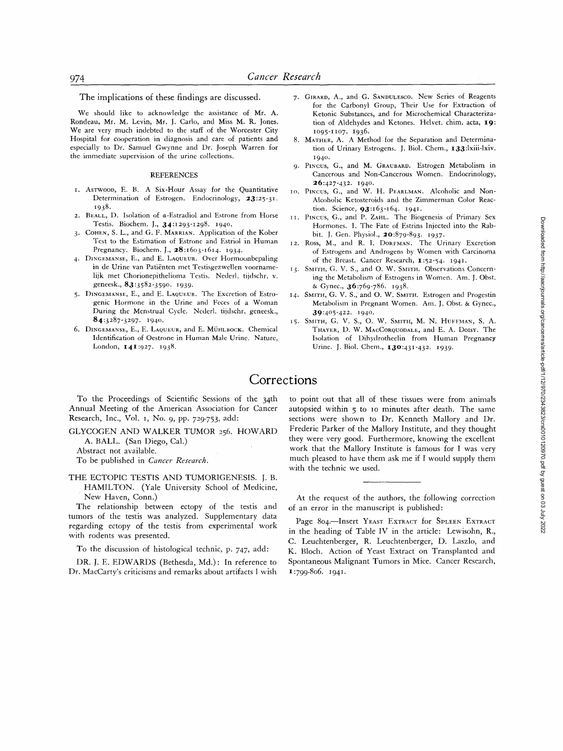The implications of these findings are discussed.

We should like to acknowledge the assistance of Mr. A. Rondeau, Mr. M. Levin, Mr. J. Carlo, and Miss M. R. Jones. We are very much indebted to the staff of the Worcester City Hospital for cooperation in diagnosis and care of patients and especially to Dr. Samuel Gwynne and Dr. Joseph Warren for the immediate supervision of the urine collections.

## REFERENCES

1. Astwood, E. B. A Six-Hour Assay for the Quantitative Determination of Estrogen. Endocrinology, **23**:25-31. 1938.
2. Beall, D. Isolation of α-Estradiol and Estrone from Horse Testis. Biochem. J., **34**:1293-1298. 1940.
3. Cohen, S. L., and G. F. Marrian. Application of the Kober Test to the Estimation of Estrone and Estriol in Human Pregnancy. Biochem. J., **28**:1603-1614. 1934.
4. Dingemanse, E., and E. Laqueur. Over Hormoonbepaling in de Urine van Patiënten met Testisgezwellen voornamelijk met Chorionepithelioma Testis. Nederl. tijdschr. v. geneesk., **83**:3582-3590. 1939.
5. Dingemanse, E., and E. Laqueur. The Excretion of Estrogenic Hormone in the Urine and Feces of a Woman During the Menstrual Cycle. Nederl. tijdschr. geneesk., **84**:3287-3297. 1940.
6. Dingemanse, E., E. Laqueur, and E. Mühlbock. Chemical Identification of Oestrone in Human Male Urine. Nature, London, **141**:927. 1938.
7. Girard, A., and G. Sandulesco. New Series of Reagents for the Carbonyl Group, Their Use for Extraction of Ketonic Substances, and for Microchemical Characterization of Aldehydes and Ketones. Helvet. chim. acta, **19**: 1095-1107. 1936.
8. Mather, A. A Method for the Separation and Determination of Urinary Estrogens. J. Biol. Chem., **133**:lxiii-lxiv. 1940.
9. Pincus, G., and M. Graubard. Estrogen Metabolism in Cancerous and Non-Cancerous Women. Endocrinology, **26**:427-432. 1940.
10. Pincus, G., and W. H. Pearlman. Alcoholic and Non-Alcoholic Ketosteroids and the Zimmerman Color Reaction. Science, **93**:163-164. 1941.
11. Pincus, G., and P. Zahl. The Biogenesis of Primary Sex Hormones. I. The Fate of Estrins Injected into the Rabbit. J. Gen. Physiol., **20**:879-893. 1937.
12. Ross, M., and R. I. Dorfman. The Urinary Excretion of Estrogens and Androgens by Women with Carcinoma of the Breast. Cancer Research, **1**:52-54. 1941.
13. Smith, G. V. S., and O. W. Smith. Observations Concerning the Metabolism of Estrogens in Women. Am. J. Obst. & Gynec., **36**:769-786. 1938.
14. Smith, G. V. S., and O. W. Smith. Estrogen and Progestin Metabolism in Pregnant Women. Am. J. Obst. & Gynec., **39**:405-422. 1940.
15. Smith, G. V. S., O. W. Smith, M. N. Huffman, S. A. Thayer, D. W. MacCorquodale, and E. A. Doisy. The Isolation of Dihydrotheelin from Human Pregnancy Urine. J. Biol. Chem., **130**:431-432. 1939.

# Corrections

To the Proceedings of Scientific Sessions of the 34th Annual Meeting of the American Association for Cancer Research, Inc., Vol. 1, No. 9, pp. 729-753, add:

GLYCOGEN AND WALKER TUMOR 256. HOWARD A. BALL. (San Diego, Cal.)

Abstract not available.

To be published in *Cancer Research*.

THE ECTOPIC TESTIS AND TUMORIGENESIS. J. B. HAMILTON. (Yale University School of Medicine, New Haven, Conn.)

The relationship between ectopy of the testis and tumors of the testis was analyzed. Supplementary data regarding ectopy of the testis from experimental work with rodents was presented.

To the discussion of histological technic, p. 747, add:

DR. J. E. EDWARDS (Bethesda, Md.): In reference to Dr. MacCarty's criticisms and remarks about artifacts I wish to point out that all of these tissues were from animals autopsied within 5 to 10 minutes after death. The same sections were shown to Dr. Kenneth Mallory and Dr. Frederic Parker of the Mallory Institute, and they thought they were very good. Furthermore, knowing the excellent work that the Mallory Institute is famous for I was very much pleased to have them ask me if I would supply them with the technic we used.

---

At the request of the authors, the following correction of an error in the manuscript is published:

Page 804.—Insert Yeast Extract for Spleen Extract in the heading of Table IV in the article: Lewisohn, R., C. Leuchtenberger, R. Leuchtenberger, D. Laszlo, and K. Bloch. Action of Yeast Extract on Transplanted and Spontaneous Malignant Tumors in Mice. Cancer Research, **1**:799-806. 1941.